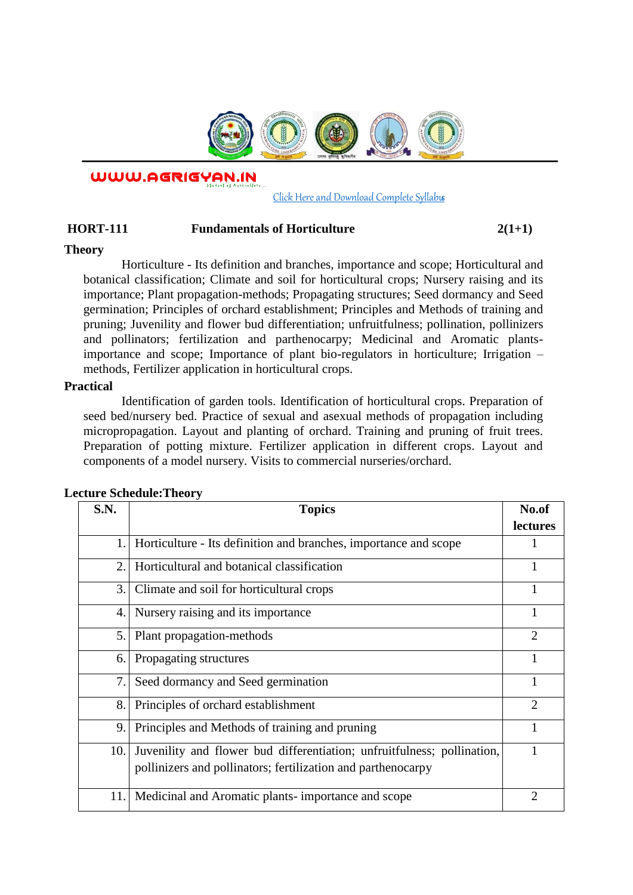WWW.AGRIGYAN.IN

Click Here and Download Complete Syllabus

**HORT-111 Fundamentals of Horticulture 2(1+1)**

**Theory**

Horticulture - Its definition and branches, importance and scope; Horticultural and botanical classification; Climate and soil for horticultural crops; Nursery raising and its importance; Plant propagation-methods; Propagating structures; Seed dormancy and Seed germination; Principles of orchard establishment; Principles and Methods of training and pruning; Juvenility and flower bud differentiation; unfruitfulness; pollination, pollinizers and pollinators; fertilization and parthenocarpy; Medicinal and Aromatic plants- importance and scope; Importance of plant bio-regulators in horticulture; Irrigation – methods, Fertilizer application in horticultural crops.

**Practical**

Identification of garden tools. Identification of horticultural crops. Preparation of seed bed/nursery bed. Practice of sexual and asexual methods of propagation including micropropagation. Layout and planting of orchard. Training and pruning of fruit trees. Preparation of potting mixture. Fertilizer application in different crops. Layout and components of a model nursery. Visits to commercial nurseries/orchard.

**Lecture Schedule:Theory**

| S.N. | Topics | No.of lectures |
|---|---|---|
| 1. | Horticulture - Its definition and branches, importance and scope | 1 |
| 2. | Horticultural and botanical classification | 1 |
| 3. | Climate and soil for horticultural crops | 1 |
| 4. | Nursery raising and its importance | 1 |
| 5. | Plant propagation-methods | 2 |
| 6. | Propagating structures | 1 |
| 7. | Seed dormancy and Seed germination | 1 |
| 8. | Principles of orchard establishment | 2 |
| 9. | Principles and Methods of training and pruning | 1 |
| 10. | Juvenility and flower bud differentiation; unfruitfulness; pollination, pollinizers and pollinators; fertilization and parthenocarpy | 1 |
| 11. | Medicinal and Aromatic plants- importance and scope | 2 |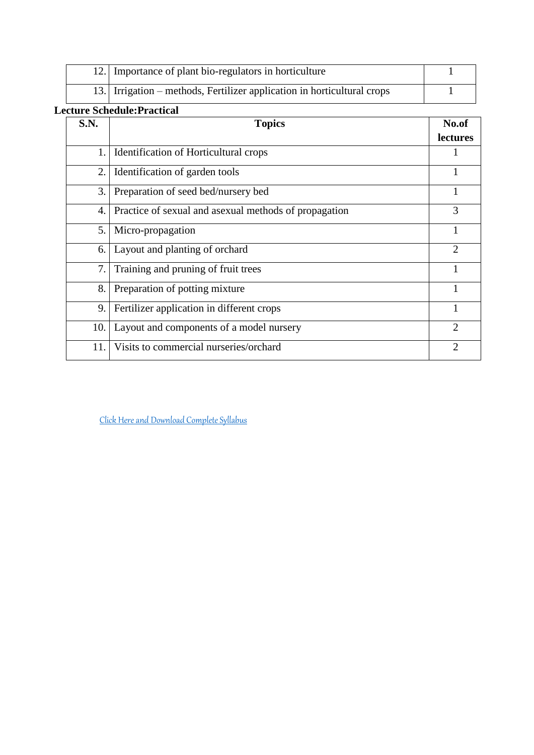| | | |
|---|---|---|
| 12. | Importance of plant bio-regulators in horticulture | 1 |
| 13. | Irrigation – methods, Fertilizer application in horticultural crops | 1 |

**Lecture Schedule:Practical**

| S.N. | Topics | No.of lectures |
|---|---|---|
| 1. | Identification of Horticultural crops | 1 |
| 2. | Identification of garden tools | 1 |
| 3. | Preparation of seed bed/nursery bed | 1 |
| 4. | Practice of sexual and asexual methods of propagation | 3 |
| 5. | Micro-propagation | 1 |
| 6. | Layout and planting of orchard | 2 |
| 7. | Training and pruning of fruit trees | 1 |
| 8. | Preparation of potting mixture | 1 |
| 9. | Fertilizer application in different crops | 1 |
| 10. | Layout and components of a model nursery | 2 |
| 11. | Visits to commercial nurseries/orchard | 2 |

Click Here and Download Complete Syllabus